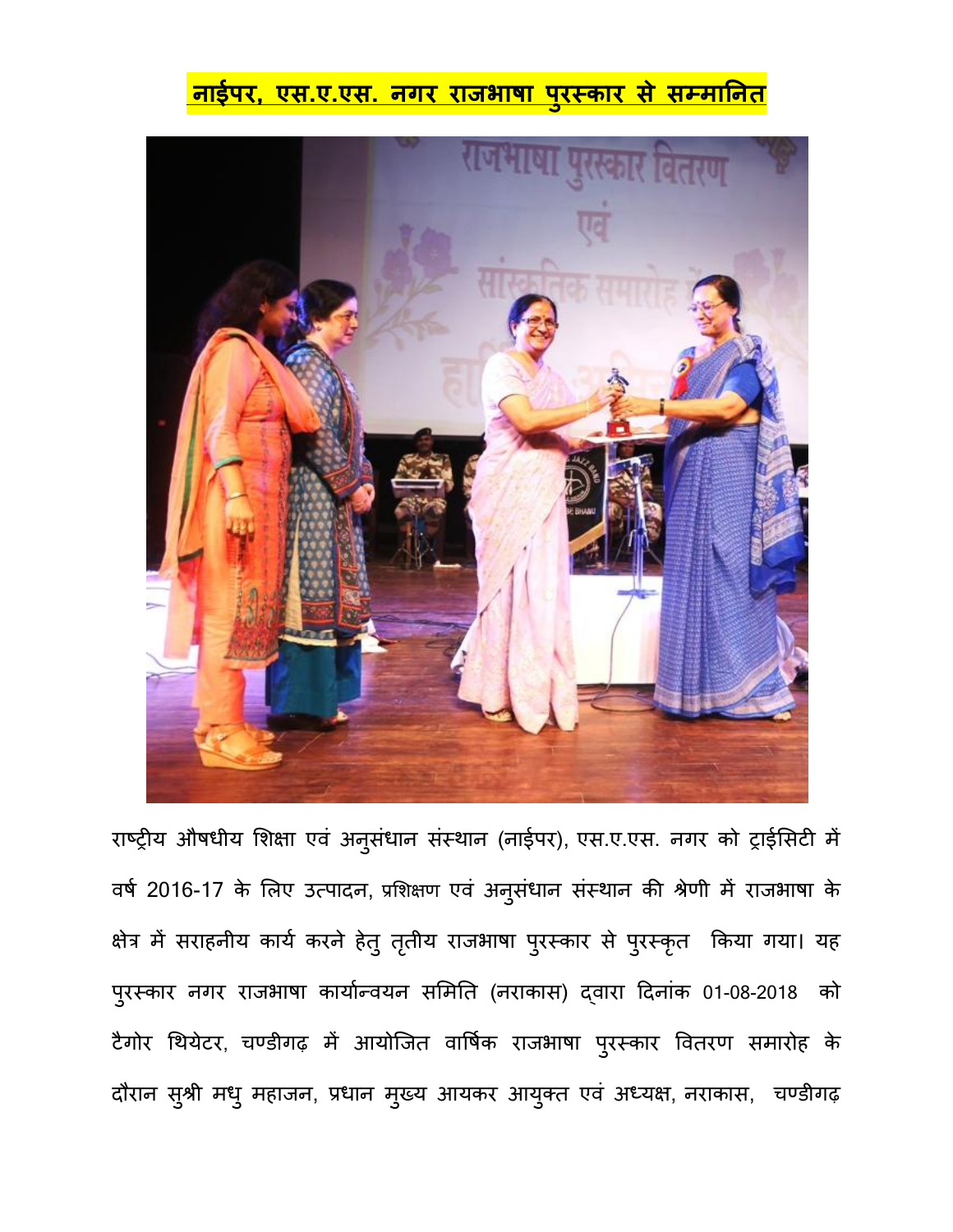# नाईपर, एस.ए.एस. नगर राजभाषा पुरस्कार से सम्मानित

राष्ट्रीय औषधीय शिक्षा एवं अनुसंधान संस्थान (नाईपर), एस.ए.एस. नगर को ट्राईसिटी में वर्ष 2016-17 के लिए उत्पादन, प्रशिक्षण एवं अनुसंधान संस्थान की श्रेणी में राजभाषा के क्षेत्र में सराहनीय कार्य करने हेतु तृतीय राजभाषा पुरस्कार से पुरस्कृत किया गया। यह पुरस्कार नगर राजभाषा कार्यान्वयन समिति (नराकास) द्वारा दिनांक 01-08-2018 को टैगोर थियेटर, चण्डीगढ़ में आयोजित वार्षिक राजभाषा पुरस्कार वितरण समारोह के दौरान सुश्री मधु महाजन, प्रधान मुख्य आयकर आयुक्त एवं अध्यक्ष, नराकास, चण्डीगढ़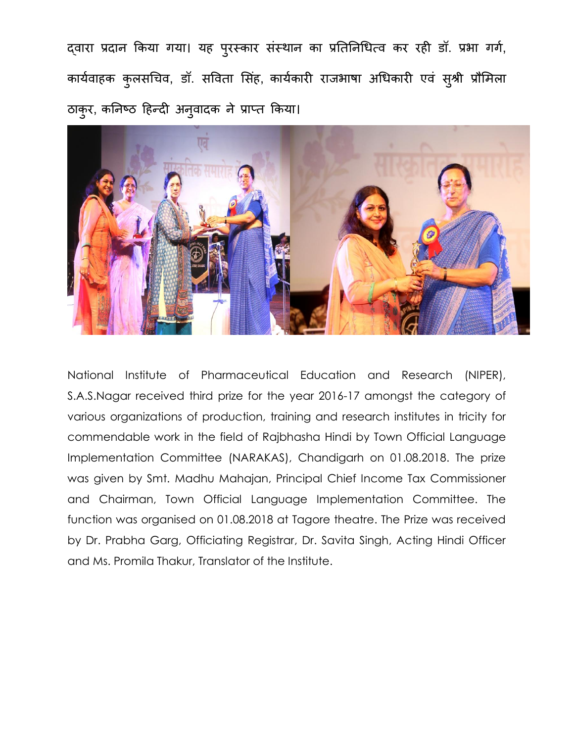द्वारा प्रदान किया गया। यह पुरस्कार संस्थान का प्रतिनिधित्व कर रही डॉ. प्रभा गर्ग, कार्यवाहक कुलसचिव, डॉ. सविता सिंह, कार्यकारी राजभाषा अधिकारी एवं सुश्री प्रौमिला ठाकुर, कनिष्ठ हिन्दी अनुवादक ने प्राप्त किया।

National Institute of Pharmaceutical Education and Research (NIPER), S.A.S.Nagar received third prize for the year 2016-17 amongst the category of various organizations of production, training and research institutes in tricity for commendable work in the field of Rajbhasha Hindi by Town Official Language Implementation Committee (NARAKAS), Chandigarh on 01.08.2018. The prize was given by Smt. Madhu Mahajan, Principal Chief Income Tax Commissioner and Chairman, Town Official Language Implementation Committee. The function was organised on 01.08.2018 at Tagore theatre. The Prize was received by Dr. Prabha Garg, Officiating Registrar, Dr. Savita Singh, Acting Hindi Officer and Ms. Promila Thakur, Translator of the Institute.